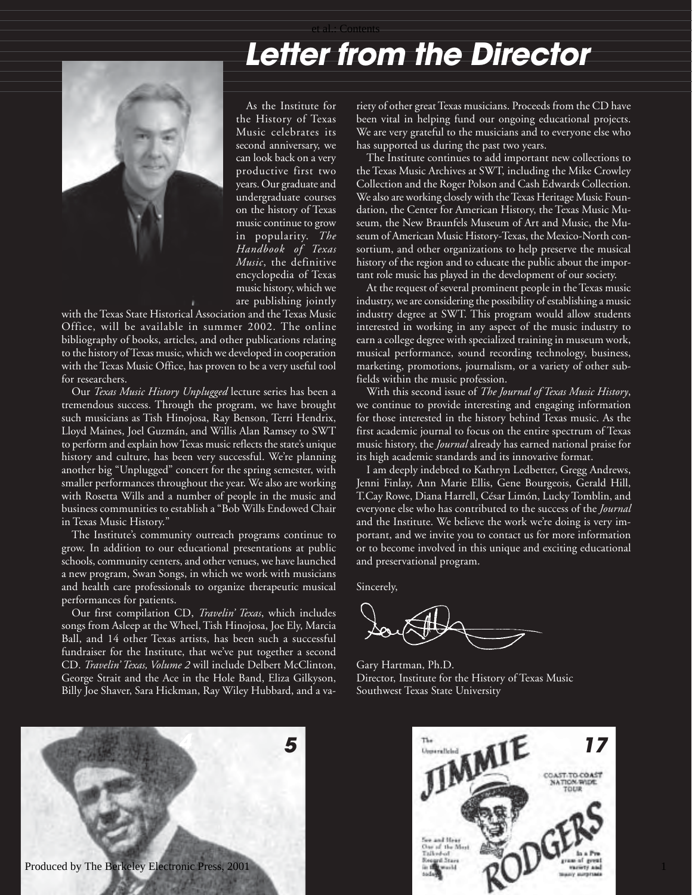# Letter from the Director

As the Institute for the History of Texas Music celebrates its second anniversary, we can look back on a very productive first two years. Our graduate and undergraduate courses on the history of Texas music continue to grow in popularity. *The Handbook of Texas Music*, the definitive encyclopedia of Texas music history, which we are publishing jointly with the Texas State Historical Association and the Texas Music Office, will be available in summer 2002. The online bibliography of books, articles, and other publications relating to the history of Texas music, which we developed in cooperation with the Texas Music Office, has proven to be a very useful tool for researchers.

Our *Texas Music History Unplugged* lecture series has been a tremendous success. Through the program, we have brought such musicians as Tish Hinojosa, Ray Benson, Terri Hendrix, Lloyd Maines, Joel Guzmán, and Willis Alan Ramsey to SWT to perform and explain how Texas music reflects the state's unique history and culture, has been very successful. We're planning another big "Unplugged" concert for the spring semester, with smaller performances throughout the year. We also are working with Rosetta Wills and a number of people in the music and business communities to establish a "Bob Wills Endowed Chair in Texas Music History."

The Institute's community outreach programs continue to grow. In addition to our educational presentations at public schools, community centers, and other venues, we have launched a new program, Swan Songs, in which we work with musicians and health care professionals to organize therapeutic musical performances for patients.

Our first compilation CD, *Travelin' Texas*, which includes songs from Asleep at the Wheel, Tish Hinojosa, Joe Ely, Marcia Ball, and 14 other Texas artists, has been such a successful fundraiser for the Institute, that we've put together a second CD. *Travelin' Texas, Volume 2* will include Delbert McClinton, George Strait and the Ace in the Hole Band, Eliza Gilkyson, Billy Joe Shaver, Sara Hickman, Ray Wiley Hubbard, and a variety of other great Texas musicians. Proceeds from the CD have been vital in helping fund our ongoing educational projects. We are very grateful to the musicians and to everyone else who has supported us during the past two years.

The Institute continues to add important new collections to the Texas Music Archives at SWT, including the Mike Crowley Collection and the Roger Polson and Cash Edwards Collection. We also are working closely with the Texas Heritage Music Foundation, the Center for American History, the Texas Music Museum, the New Braunfels Museum of Art and Music, the Museum of American Music History-Texas, the Mexico-North consortium, and other organizations to help preserve the musical history of the region and to educate the public about the important role music has played in the development of our society.

At the request of several prominent people in the Texas music industry, we are considering the possibility of establishing a music industry degree at SWT. This program would allow students interested in working in any aspect of the music industry to earn a college degree with specialized training in museum work, musical performance, sound recording technology, business, marketing, promotions, journalism, or a variety of other subfields within the music profession.

With this second issue of *The Journal of Texas Music History*, we continue to provide interesting and engaging information for those interested in the history behind Texas music. As the first academic journal to focus on the entire spectrum of Texas music history, the *Journal* already has earned national praise for its high academic standards and its innovative format.

I am deeply indebted to Kathryn Ledbetter, Gregg Andrews, Jenni Finlay, Ann Marie Ellis, Gene Bourgeois, Gerald Hill, T.Cay Rowe, Diana Harrell, César Limón, Lucky Tomblin, and everyone else who has contributed to the success of the *Journal* and the Institute. We believe the work we're doing is very important, and we invite you to contact us for more information or to become involved in this unique and exciting educational and preservational program.

Sincerely,

Gary Hartman, Ph.D.
Director, Institute for the History of Texas Music
Southwest Texas State University

5

17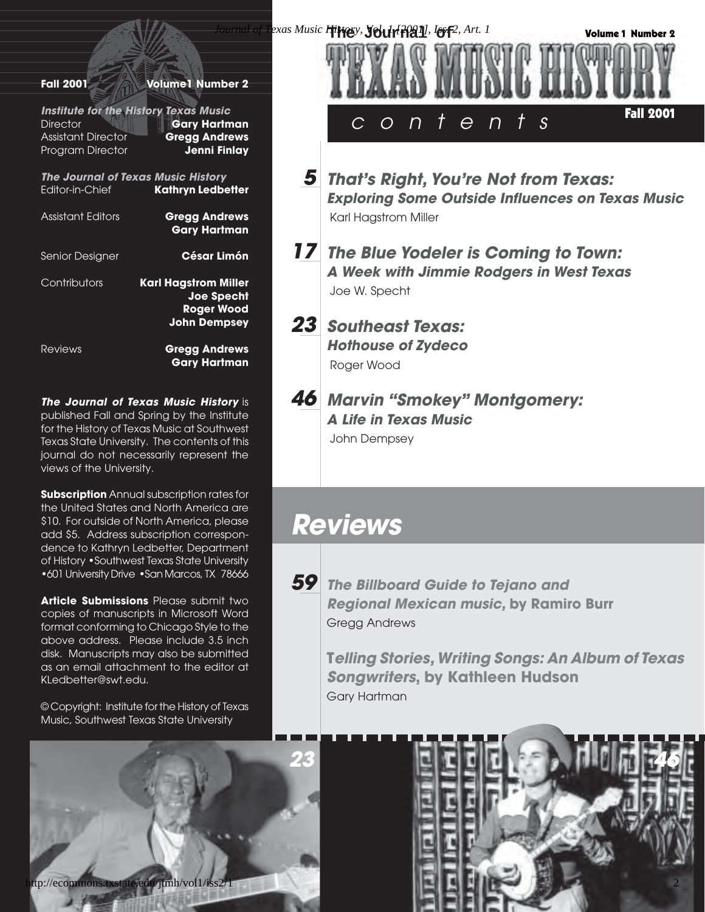Fall 2001 Volume1 Number 2

***Institute for the History Texas Music***

Director **Gary Hartman**
Assistant Director **Gregg Andrews**
Program Director **Jenni Finlay**

***The Journal of Texas Music History***

Editor-in-Chief **Kathryn Ledbetter**

Assistant Editors **Gregg Andrews**
**Gary Hartman**

Senior Designer **César Limón**

Contributors **Karl Hagstrom Miller**
**Joe Specht**
**Roger Wood**
**John Dempsey**

Reviews **Gregg Andrews**
**Gary Hartman**

***The Journal of Texas Music History*** is published Fall and Spring by the Institute for the History of Texas Music at Southwest Texas State University. The contents of this journal do not necessarily represent the views of the University.

**Subscription** Annual subscription rates for the United States and North America are $10. For outside of North America, please add $5. Address subscription correspondence to Kathryn Ledbetter, Department of History • Southwest Texas State University • 601 University Drive • San Marcos, TX 78666

**Article Submissions** Please submit two copies of manuscripts in Microsoft Word format conforming to Chicago Style to the above address. Please include 3.5 inch disk. Manuscripts may also be submitted as an email attachment to the editor at KLedbetter@swt.edu.

© Copyright: Institute for the History of Texas Music, Southwest Texas State University

# The Journal of Texas Music History

Volume 1 Number 2 — Fall 2001

## contents

**5** ***That's Right, You're Not from Texas: Exploring Some Outside Influences on Texas Music***
Karl Hagstrom Miller

**17** ***The Blue Yodeler is Coming to Town: A Week with Jimmie Rodgers in West Texas***
Joe W. Specht

**23** ***Southeast Texas: Hothouse of Zydeco***
Roger Wood

**46** ***Marvin "Smokey" Montgomery: A Life in Texas Music***
John Dempsey

## Reviews

**59** ***The Billboard Guide to Tejano and Regional Mexican music,*** **by Ramiro Burr**
Gregg Andrews

***Telling Stories, Writing Songs: An Album of Texas Songwriters*****, by Kathleen Hudson**
Gary Hartman

23

46